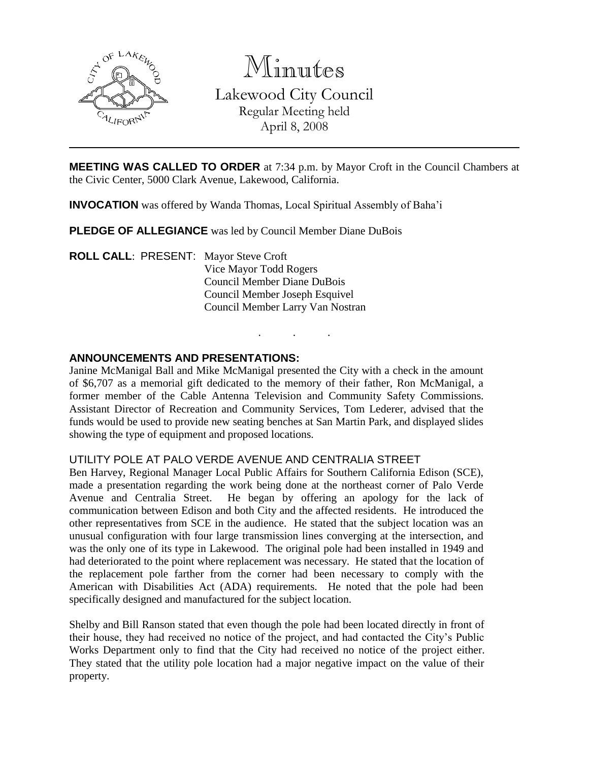# Minutes

Lakewood City Council
Regular Meeting held
April 8, 2008

---

**MEETING WAS CALLED TO ORDER** at 7:34 p.m. by Mayor Croft in the Council Chambers at the Civic Center, 5000 Clark Avenue, Lakewood, California.

**INVOCATION** was offered by Wanda Thomas, Local Spiritual Assembly of Baha'i

**PLEDGE OF ALLEGIANCE** was led by Council Member Diane DuBois

**ROLL CALL**: PRESENT: Mayor Steve Croft
Vice Mayor Todd Rogers
Council Member Diane DuBois
Council Member Joseph Esquivel
Council Member Larry Van Nostran

. . .

**ANNOUNCEMENTS AND PRESENTATIONS:**

Janine McManigal Ball and Mike McManigal presented the City with a check in the amount of $6,707 as a memorial gift dedicated to the memory of their father, Ron McManigal, a former member of the Cable Antenna Television and Community Safety Commissions. Assistant Director of Recreation and Community Services, Tom Lederer, advised that the funds would be used to provide new seating benches at San Martin Park, and displayed slides showing the type of equipment and proposed locations.

UTILITY POLE AT PALO VERDE AVENUE AND CENTRALIA STREET

Ben Harvey, Regional Manager Local Public Affairs for Southern California Edison (SCE), made a presentation regarding the work being done at the northeast corner of Palo Verde Avenue and Centralia Street. He began by offering an apology for the lack of communication between Edison and both City and the affected residents. He introduced the other representatives from SCE in the audience. He stated that the subject location was an unusual configuration with four large transmission lines converging at the intersection, and was the only one of its type in Lakewood. The original pole had been installed in 1949 and had deteriorated to the point where replacement was necessary. He stated that the location of the replacement pole farther from the corner had been necessary to comply with the American with Disabilities Act (ADA) requirements. He noted that the pole had been specifically designed and manufactured for the subject location.

Shelby and Bill Ranson stated that even though the pole had been located directly in front of their house, they had received no notice of the project, and had contacted the City's Public Works Department only to find that the City had received no notice of the project either. They stated that the utility pole location had a major negative impact on the value of their property.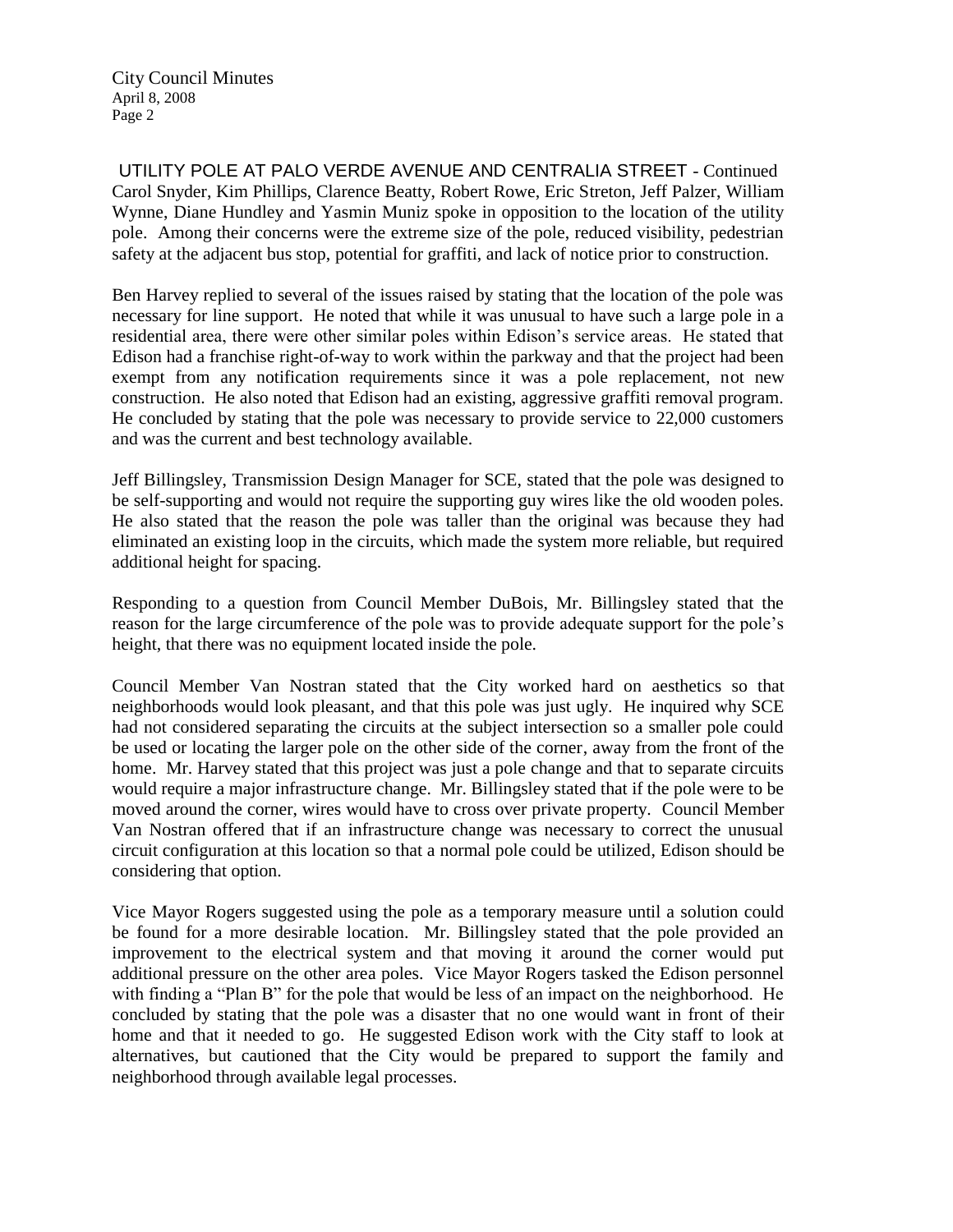UTILITY POLE AT PALO VERDE AVENUE AND CENTRALIA STREET - Continued
Carol Snyder, Kim Phillips, Clarence Beatty, Robert Rowe, Eric Streton, Jeff Palzer, William Wynne, Diane Hundley and Yasmin Muniz spoke in opposition to the location of the utility pole. Among their concerns were the extreme size of the pole, reduced visibility, pedestrian safety at the adjacent bus stop, potential for graffiti, and lack of notice prior to construction.

Ben Harvey replied to several of the issues raised by stating that the location of the pole was necessary for line support. He noted that while it was unusual to have such a large pole in a residential area, there were other similar poles within Edison's service areas. He stated that Edison had a franchise right-of-way to work within the parkway and that the project had been exempt from any notification requirements since it was a pole replacement, not new construction. He also noted that Edison had an existing, aggressive graffiti removal program. He concluded by stating that the pole was necessary to provide service to 22,000 customers and was the current and best technology available.

Jeff Billingsley, Transmission Design Manager for SCE, stated that the pole was designed to be self-supporting and would not require the supporting guy wires like the old wooden poles. He also stated that the reason the pole was taller than the original was because they had eliminated an existing loop in the circuits, which made the system more reliable, but required additional height for spacing.

Responding to a question from Council Member DuBois, Mr. Billingsley stated that the reason for the large circumference of the pole was to provide adequate support for the pole's height, that there was no equipment located inside the pole.

Council Member Van Nostran stated that the City worked hard on aesthetics so that neighborhoods would look pleasant, and that this pole was just ugly. He inquired why SCE had not considered separating the circuits at the subject intersection so a smaller pole could be used or locating the larger pole on the other side of the corner, away from the front of the home. Mr. Harvey stated that this project was just a pole change and that to separate circuits would require a major infrastructure change. Mr. Billingsley stated that if the pole were to be moved around the corner, wires would have to cross over private property. Council Member Van Nostran offered that if an infrastructure change was necessary to correct the unusual circuit configuration at this location so that a normal pole could be utilized, Edison should be considering that option.

Vice Mayor Rogers suggested using the pole as a temporary measure until a solution could be found for a more desirable location. Mr. Billingsley stated that the pole provided an improvement to the electrical system and that moving it around the corner would put additional pressure on the other area poles. Vice Mayor Rogers tasked the Edison personnel with finding a "Plan B" for the pole that would be less of an impact on the neighborhood. He concluded by stating that the pole was a disaster that no one would want in front of their home and that it needed to go. He suggested Edison work with the City staff to look at alternatives, but cautioned that the City would be prepared to support the family and neighborhood through available legal processes.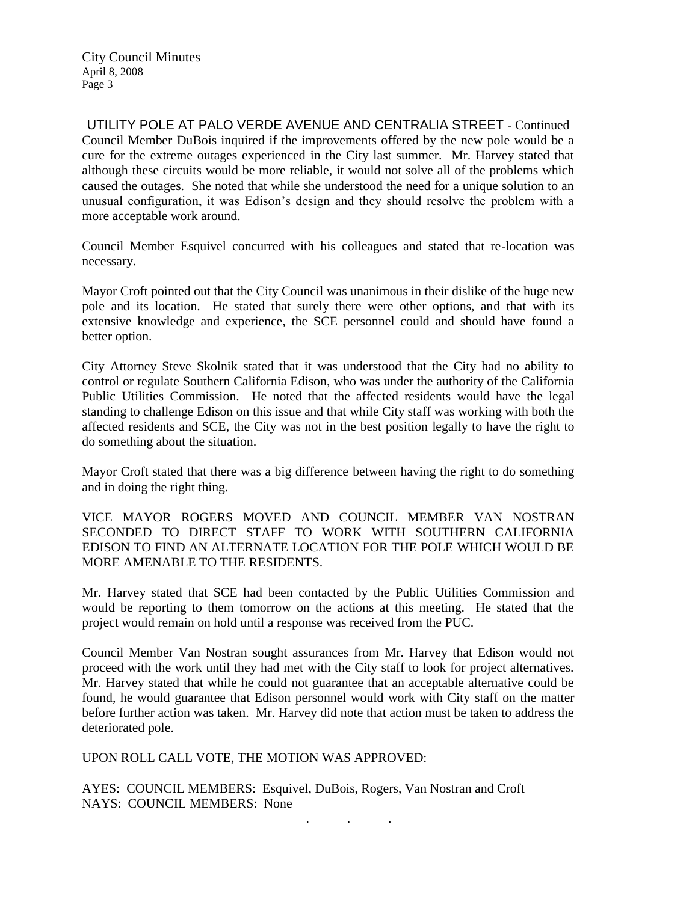UTILITY POLE AT PALO VERDE AVENUE AND CENTRALIA STREET - Continued

Council Member DuBois inquired if the improvements offered by the new pole would be a cure for the extreme outages experienced in the City last summer. Mr. Harvey stated that although these circuits would be more reliable, it would not solve all of the problems which caused the outages. She noted that while she understood the need for a unique solution to an unusual configuration, it was Edison's design and they should resolve the problem with a more acceptable work around.

Council Member Esquivel concurred with his colleagues and stated that re-location was necessary.

Mayor Croft pointed out that the City Council was unanimous in their dislike of the huge new pole and its location. He stated that surely there were other options, and that with its extensive knowledge and experience, the SCE personnel could and should have found a better option.

City Attorney Steve Skolnik stated that it was understood that the City had no ability to control or regulate Southern California Edison, who was under the authority of the California Public Utilities Commission. He noted that the affected residents would have the legal standing to challenge Edison on this issue and that while City staff was working with both the affected residents and SCE, the City was not in the best position legally to have the right to do something about the situation.

Mayor Croft stated that there was a big difference between having the right to do something and in doing the right thing.

VICE MAYOR ROGERS MOVED AND COUNCIL MEMBER VAN NOSTRAN SECONDED TO DIRECT STAFF TO WORK WITH SOUTHERN CALIFORNIA EDISON TO FIND AN ALTERNATE LOCATION FOR THE POLE WHICH WOULD BE MORE AMENABLE TO THE RESIDENTS.

Mr. Harvey stated that SCE had been contacted by the Public Utilities Commission and would be reporting to them tomorrow on the actions at this meeting. He stated that the project would remain on hold until a response was received from the PUC.

Council Member Van Nostran sought assurances from Mr. Harvey that Edison would not proceed with the work until they had met with the City staff to look for project alternatives. Mr. Harvey stated that while he could not guarantee that an acceptable alternative could be found, he would guarantee that Edison personnel would work with City staff on the matter before further action was taken. Mr. Harvey did note that action must be taken to address the deteriorated pole.

UPON ROLL CALL VOTE, THE MOTION WAS APPROVED:

AYES: COUNCIL MEMBERS: Esquivel, DuBois, Rogers, Van Nostran and Croft
NAYS: COUNCIL MEMBERS: None

. . .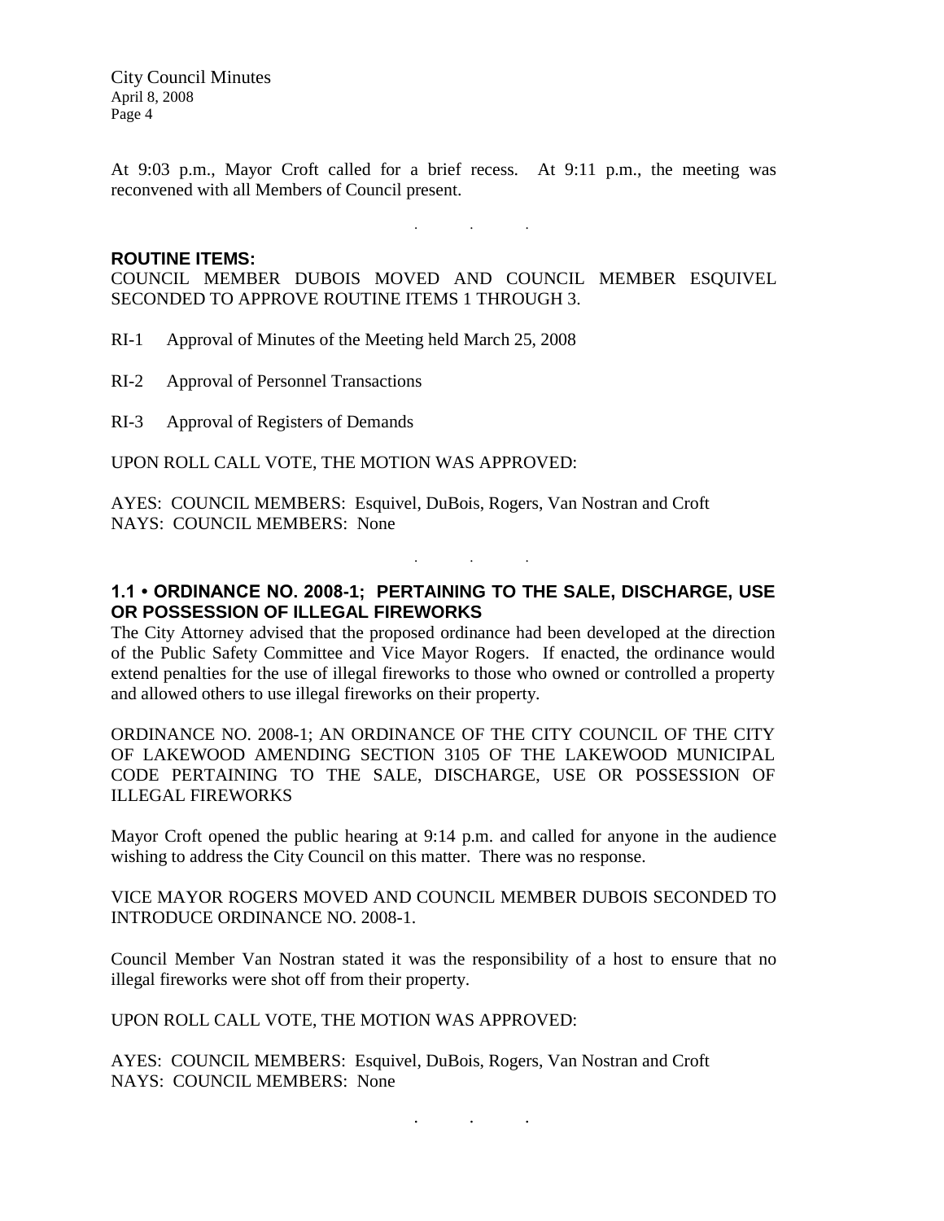At 9:03 p.m., Mayor Croft called for a brief recess. At 9:11 p.m., the meeting was reconvened with all Members of Council present.

. . .

**ROUTINE ITEMS:**

COUNCIL MEMBER DUBOIS MOVED AND COUNCIL MEMBER ESQUIVEL SECONDED TO APPROVE ROUTINE ITEMS 1 THROUGH 3.

RI-1 Approval of Minutes of the Meeting held March 25, 2008

RI-2 Approval of Personnel Transactions

RI-3 Approval of Registers of Demands

UPON ROLL CALL VOTE, THE MOTION WAS APPROVED:

AYES: COUNCIL MEMBERS: Esquivel, DuBois, Rogers, Van Nostran and Croft
NAYS: COUNCIL MEMBERS: None

. . .

**1.1 • ORDINANCE NO. 2008-1; PERTAINING TO THE SALE, DISCHARGE, USE OR POSSESSION OF ILLEGAL FIREWORKS**

The City Attorney advised that the proposed ordinance had been developed at the direction of the Public Safety Committee and Vice Mayor Rogers. If enacted, the ordinance would extend penalties for the use of illegal fireworks to those who owned or controlled a property and allowed others to use illegal fireworks on their property.

ORDINANCE NO. 2008-1; AN ORDINANCE OF THE CITY COUNCIL OF THE CITY OF LAKEWOOD AMENDING SECTION 3105 OF THE LAKEWOOD MUNICIPAL CODE PERTAINING TO THE SALE, DISCHARGE, USE OR POSSESSION OF ILLEGAL FIREWORKS

Mayor Croft opened the public hearing at 9:14 p.m. and called for anyone in the audience wishing to address the City Council on this matter. There was no response.

VICE MAYOR ROGERS MOVED AND COUNCIL MEMBER DUBOIS SECONDED TO INTRODUCE ORDINANCE NO. 2008-1.

Council Member Van Nostran stated it was the responsibility of a host to ensure that no illegal fireworks were shot off from their property.

UPON ROLL CALL VOTE, THE MOTION WAS APPROVED:

AYES: COUNCIL MEMBERS: Esquivel, DuBois, Rogers, Van Nostran and Croft
NAYS: COUNCIL MEMBERS: None

. . .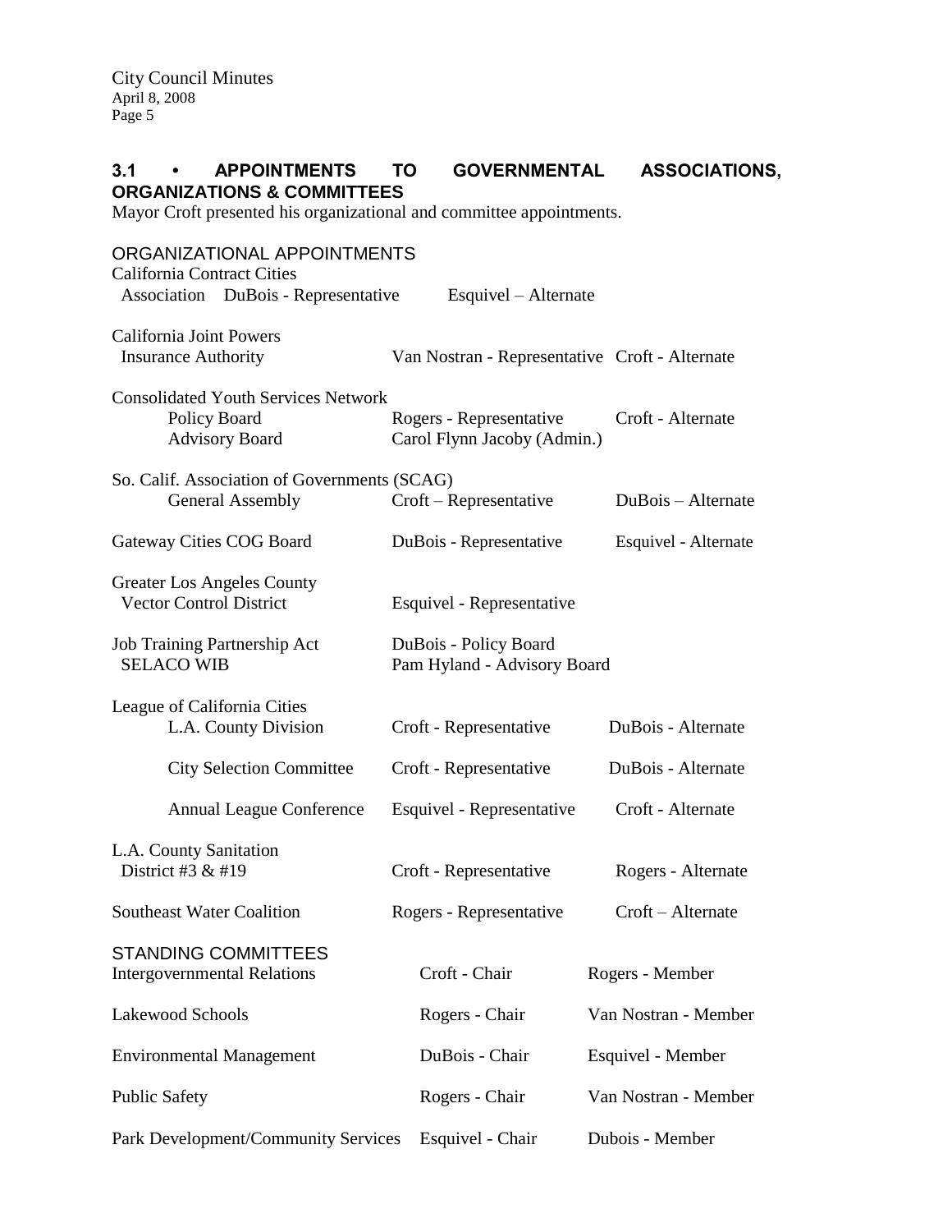### 3.1 • APPOINTMENTS TO GOVERNMENTAL ASSOCIATIONS, ORGANIZATIONS & COMMITTEES

Mayor Croft presented his organizational and committee appointments.

ORGANIZATIONAL APPOINTMENTS

| Organization | Representative | Alternate |
|---|---|---|
| California Contract Cities Association | DuBois - Representative | Esquivel – Alternate |
| California Joint Powers Insurance Authority | Van Nostran - Representative | Croft - Alternate |
| Consolidated Youth Services Network | | |
| Policy Board | Rogers - Representative | Croft - Alternate |
| Advisory Board | Carol Flynn Jacoby (Admin.) | |
| So. Calif. Association of Governments (SCAG) | | |
| General Assembly | Croft – Representative | DuBois – Alternate |
| Gateway Cities COG Board | DuBois - Representative | Esquivel - Alternate |
| Greater Los Angeles County Vector Control District | Esquivel - Representative | |
| Job Training Partnership Act SELACO WIB | DuBois - Policy Board<br>Pam Hyland - Advisory Board | |
| League of California Cities | | |
| L.A. County Division | Croft - Representative | DuBois - Alternate |
| City Selection Committee | Croft - Representative | DuBois - Alternate |
| Annual League Conference | Esquivel - Representative | Croft - Alternate |
| L.A. County Sanitation District #3 & #19 | Croft - Representative | Rogers - Alternate |
| Southeast Water Coalition | Rogers - Representative | Croft – Alternate |

STANDING COMMITTEES

| Committee | Chair | Member |
|---|---|---|
| Intergovernmental Relations | Croft - Chair | Rogers - Member |
| Lakewood Schools | Rogers - Chair | Van Nostran - Member |
| Environmental Management | DuBois - Chair | Esquivel - Member |
| Public Safety | Rogers - Chair | Van Nostran - Member |
| Park Development/Community Services | Esquivel - Chair | Dubois - Member |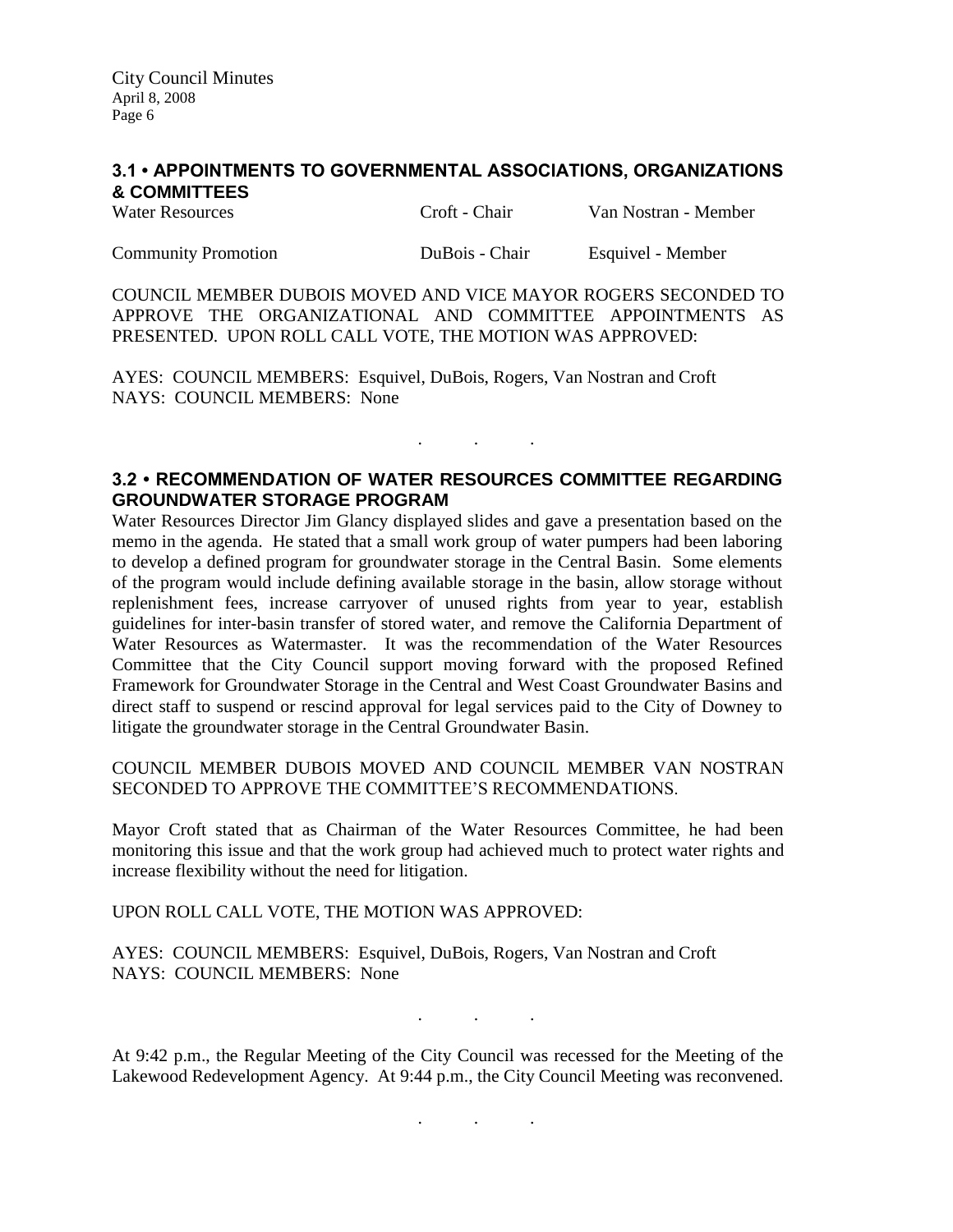## 3.1 • APPOINTMENTS TO GOVERNMENTAL ASSOCIATIONS, ORGANIZATIONS & COMMITTEES

| | | |
|---|---|---|
| Water Resources | Croft - Chair | Van Nostran - Member |
| Community Promotion | DuBois - Chair | Esquivel - Member |

COUNCIL MEMBER DUBOIS MOVED AND VICE MAYOR ROGERS SECONDED TO APPROVE THE ORGANIZATIONAL AND COMMITTEE APPOINTMENTS AS PRESENTED. UPON ROLL CALL VOTE, THE MOTION WAS APPROVED:

AYES: COUNCIL MEMBERS: Esquivel, DuBois, Rogers, Van Nostran and Croft
NAYS: COUNCIL MEMBERS: None

. . .

## 3.2 • RECOMMENDATION OF WATER RESOURCES COMMITTEE REGARDING GROUNDWATER STORAGE PROGRAM

Water Resources Director Jim Glancy displayed slides and gave a presentation based on the memo in the agenda. He stated that a small work group of water pumpers had been laboring to develop a defined program for groundwater storage in the Central Basin. Some elements of the program would include defining available storage in the basin, allow storage without replenishment fees, increase carryover of unused rights from year to year, establish guidelines for inter-basin transfer of stored water, and remove the California Department of Water Resources as Watermaster. It was the recommendation of the Water Resources Committee that the City Council support moving forward with the proposed Refined Framework for Groundwater Storage in the Central and West Coast Groundwater Basins and direct staff to suspend or rescind approval for legal services paid to the City of Downey to litigate the groundwater storage in the Central Groundwater Basin.

COUNCIL MEMBER DUBOIS MOVED AND COUNCIL MEMBER VAN NOSTRAN SECONDED TO APPROVE THE COMMITTEE'S RECOMMENDATIONS.

Mayor Croft stated that as Chairman of the Water Resources Committee, he had been monitoring this issue and that the work group had achieved much to protect water rights and increase flexibility without the need for litigation.

UPON ROLL CALL VOTE, THE MOTION WAS APPROVED:

AYES: COUNCIL MEMBERS: Esquivel, DuBois, Rogers, Van Nostran and Croft
NAYS: COUNCIL MEMBERS: None

. . .

At 9:42 p.m., the Regular Meeting of the City Council was recessed for the Meeting of the Lakewood Redevelopment Agency. At 9:44 p.m., the City Council Meeting was reconvened.

. . .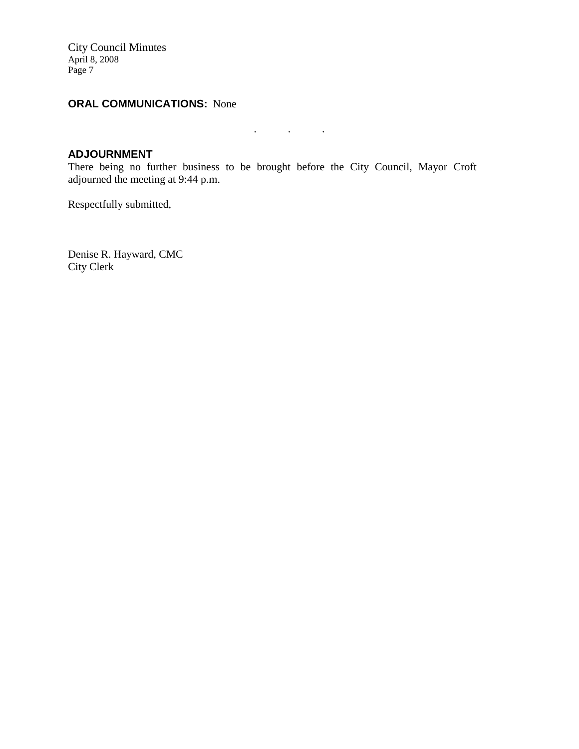**ORAL COMMUNICATIONS:** None

. . .

**ADJOURNMENT**

There being no further business to be brought before the City Council, Mayor Croft adjourned the meeting at 9:44 p.m.

Respectfully submitted,

Denise R. Hayward, CMC
City Clerk